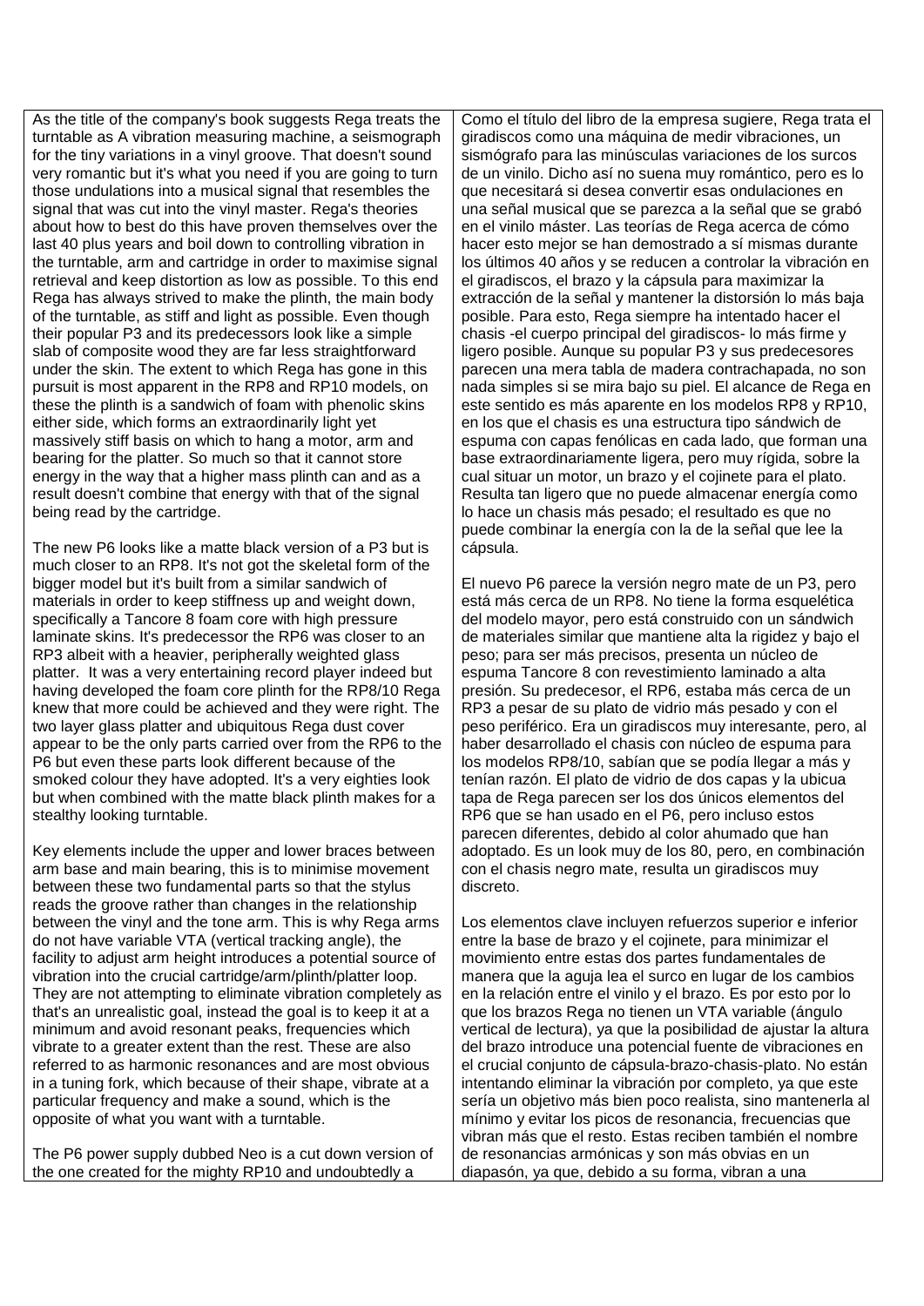| | |
|---|---|
| As the title of the company's book suggests Rega treats the turntable as A vibration measuring machine, a seismograph for the tiny variations in a vinyl groove. That doesn't sound very romantic but it's what you need if you are going to turn those undulations into a musical signal that resembles the signal that was cut into the vinyl master. Rega's theories about how to best do this have proven themselves over the last 40 plus years and boil down to controlling vibration in the turntable, arm and cartridge in order to maximise signal retrieval and keep distortion as low as possible. To this end Rega has always strived to make the plinth, the main body of the turntable, as stiff and light as possible. Even though their popular P3 and its predecessors look like a simple slab of composite wood they are far less straightforward under the skin. The extent to which Rega has gone in this pursuit is most apparent in the RP8 and RP10 models, on these the plinth is a sandwich of foam with phenolic skins either side, which forms an extraordinarily light yet massively stiff basis on which to hang a motor, arm and bearing for the platter. So much so that it cannot store energy in the way that a higher mass plinth can and as a result doesn't combine that energy with that of the signal being read by the cartridge.<br><br>The new P6 looks like a matte black version of a P3 but is much closer to an RP8. It's not got the skeletal form of the bigger model but it's built from a similar sandwich of materials in order to keep stiffness up and weight down, specifically a Tancore 8 foam core with high pressure laminate skins. It's predecessor the RP6 was closer to an RP3 albeit with a heavier, peripherally weighted glass platter. It was a very entertaining record player indeed but having developed the foam core plinth for the RP8/10 Rega knew that more could be achieved and they were right. The two layer glass platter and ubiquitous Rega dust cover appear to be the only parts carried over from the RP6 to the P6 but even these parts look different because of the smoked colour they have adopted. It's a very eighties look but when combined with the matte black plinth makes for a stealthy looking turntable.<br><br>Key elements include the upper and lower braces between arm base and main bearing, this is to minimise movement between these two fundamental parts so that the stylus reads the groove rather than changes in the relationship between the vinyl and the tone arm. This is why Rega arms do not have variable VTA (vertical tracking angle), the facility to adjust arm height introduces a potential source of vibration into the crucial cartridge/arm/plinth/platter loop. They are not attempting to eliminate vibration completely as that's an unrealistic goal, instead the goal is to keep it at a minimum and avoid resonant peaks, frequencies which vibrate to a greater extent than the rest. These are also referred to as harmonic resonances and are most obvious in a tuning fork, which because of their shape, vibrate at a particular frequency and make a sound, which is the opposite of what you want with a turntable.<br><br>The P6 power supply dubbed Neo is a cut down version of the one created for the mighty RP10 and undoubtedly a | Como el título del libro de la empresa sugiere, Rega trata el giradiscos como una máquina de medir vibraciones, un sismógrafo para las minúsculas variaciones de los surcos de un vinilo. Dicho así no suena muy romántico, pero es lo que necesitará si desea convertir esas ondulaciones en una señal musical que se parezca a la señal que se grabó en el vinilo máster. Las teorías de Rega acerca de cómo hacer esto mejor se han demostrado a sí mismas durante los últimos 40 años y se reducen a controlar la vibración en el giradiscos, el brazo y la cápsula para maximizar la extracción de la señal y mantener la distorsión lo más baja posible. Para esto, Rega siempre ha intentado hacer el chasis -el cuerpo principal del giradiscos- lo más firme y ligero posible. Aunque su popular P3 y sus predecesores parecen una mera tabla de madera contrachapada, no son nada simples si se mira bajo su piel. El alcance de Rega en este sentido es más aparente en los modelos RP8 y RP10, en los que el chasis es una estructura tipo sándwich de espuma con capas fenólicas en cada lado, que forman una base extraordinariamente ligera, pero muy rígida, sobre la cual situar un motor, un brazo y el cojinete para el plato. Resulta tan ligero que no puede almacenar energía como lo hace un chasis más pesado; el resultado es que no puede combinar la energía con la de la señal que lee la cápsula.<br><br>El nuevo P6 parece la versión negro mate de un P3, pero está más cerca de un RP8. No tiene la forma esquelética del modelo mayor, pero está construido con un sándwich de materiales similar que mantiene alta la rigidez y bajo el peso; para ser más precisos, presenta un núcleo de espuma Tancore 8 con revestimiento laminado a alta presión. Su predecesor, el RP6, estaba más cerca de un RP3 a pesar de su plato de vidrio más pesado y con el peso periférico. Era un giradiscos muy interesante, pero, al haber desarrollado el chasis con núcleo de espuma para los modelos RP8/10, sabían que se podía llegar a más y tenían razón. El plato de vidrio de dos capas y la ubicua tapa de Rega parecen ser los dos únicos elementos del RP6 que se han usado en el P6, pero incluso estos parecen diferentes, debido al color ahumado que han adoptado. Es un look muy de los 80, pero, en combinación con el chasis negro mate, resulta un giradiscos muy discreto.<br><br>Los elementos clave incluyen refuerzos superior e inferior entre la base de brazo y el cojinete, para minimizar el movimiento entre estas dos partes fundamentales de manera que la aguja lea el surco en lugar de los cambios en la relación entre el vinilo y el brazo. Es por esto por lo que los brazos Rega no tienen un VTA variable (ángulo vertical de lectura), ya que la posibilidad de ajustar la altura del brazo introduce una potencial fuente de vibraciones en el crucial conjunto de cápsula-brazo-chasis-plato. No están intentando eliminar la vibración por completo, ya que este sería un objetivo más bien poco realista, sino mantenerla al mínimo y evitar los picos de resonancia, frecuencias que vibran más que el resto. Estas reciben también el nombre de resonancias armónicas y son más obvias en un diapasón, ya que, debido a su forma, vibran a una |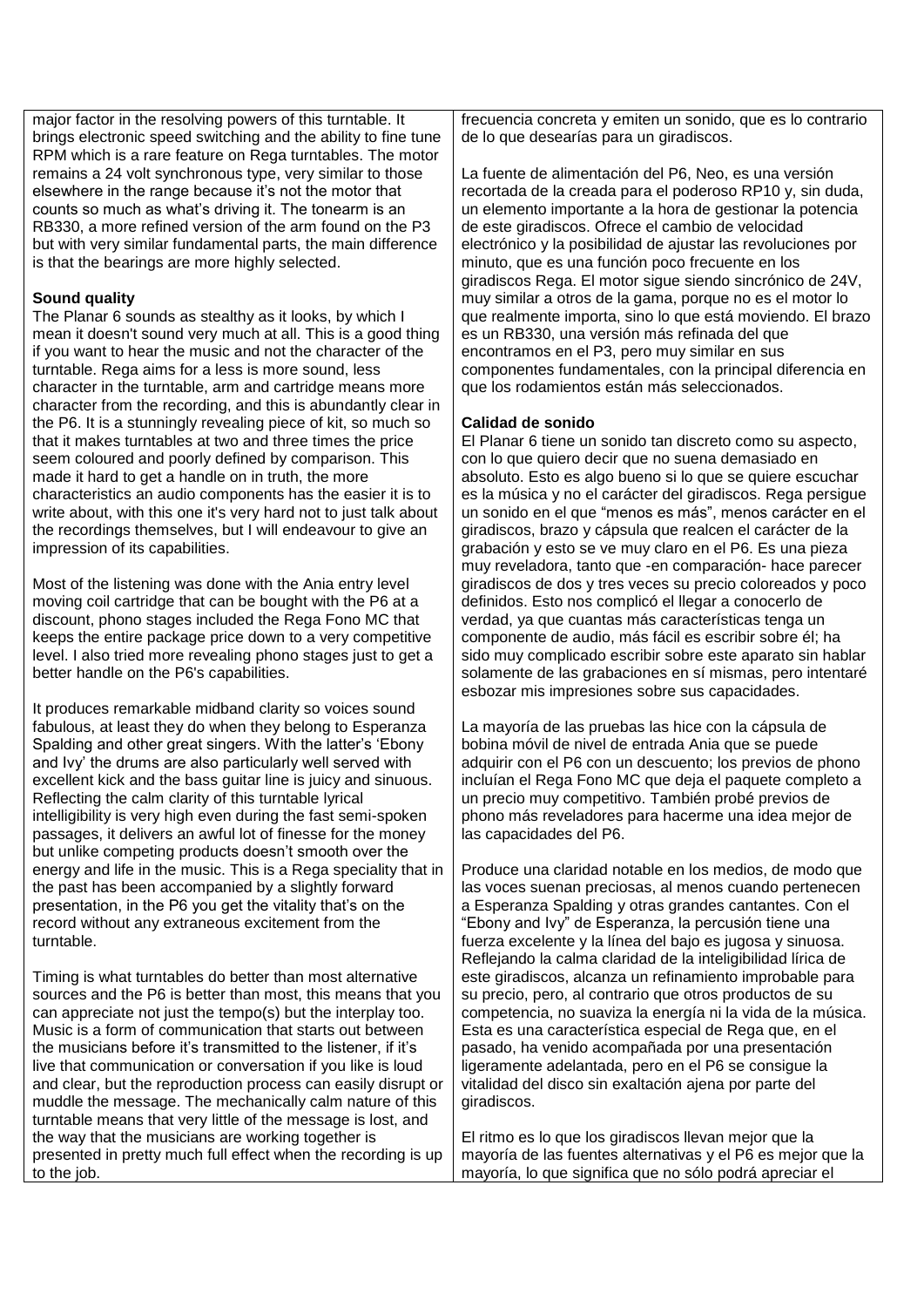major factor in the resolving powers of this turntable. It brings electronic speed switching and the ability to fine tune RPM which is a rare feature on Rega turntables. The motor remains a 24 volt synchronous type, very similar to those elsewhere in the range because it's not the motor that counts so much as what's driving it. The tonearm is an RB330, a more refined version of the arm found on the P3 but with very similar fundamental parts, the main difference is that the bearings are more highly selected.

**Sound quality**

The Planar 6 sounds as stealthy as it looks, by which I mean it doesn't sound very much at all. This is a good thing if you want to hear the music and not the character of the turntable. Rega aims for a less is more sound, less character in the turntable, arm and cartridge means more character from the recording, and this is abundantly clear in the P6. It is a stunningly revealing piece of kit, so much so that it makes turntables at two and three times the price seem coloured and poorly defined by comparison. This made it hard to get a handle on in truth, the more characteristics an audio components has the easier it is to write about, with this one it's very hard not to just talk about the recordings themselves, but I will endeavour to give an impression of its capabilities.

Most of the listening was done with the Ania entry level moving coil cartridge that can be bought with the P6 at a discount, phono stages included the Rega Fono MC that keeps the entire package price down to a very competitive level. I also tried more revealing phono stages just to get a better handle on the P6's capabilities.

It produces remarkable midband clarity so voices sound fabulous, at least they do when they belong to Esperanza Spalding and other great singers. With the latter's 'Ebony and Ivy' the drums are also particularly well served with excellent kick and the bass guitar line is juicy and sinuous. Reflecting the calm clarity of this turntable lyrical intelligibility is very high even during the fast semi-spoken passages, it delivers an awful lot of finesse for the money but unlike competing products doesn't smooth over the energy and life in the music. This is a Rega speciality that in the past has been accompanied by a slightly forward presentation, in the P6 you get the vitality that's on the record without any extraneous excitement from the turntable.

Timing is what turntables do better than most alternative sources and the P6 is better than most, this means that you can appreciate not just the tempo(s) but the interplay too. Music is a form of communication that starts out between the musicians before it's transmitted to the listener, if it's live that communication or conversation if you like is loud and clear, but the reproduction process can easily disrupt or muddle the message. The mechanically calm nature of this turntable means that very little of the message is lost, and the way that the musicians are working together is presented in pretty much full effect when the recording is up to the job.

frecuencia concreta y emiten un sonido, que es lo contrario de lo que desearías para un giradiscos.

La fuente de alimentación del P6, Neo, es una versión recortada de la creada para el poderoso RP10 y, sin duda, un elemento importante a la hora de gestionar la potencia de este giradiscos. Ofrece el cambio de velocidad electrónico y la posibilidad de ajustar las revoluciones por minuto, que es una función poco frecuente en los giradiscos Rega. El motor sigue siendo sincrónico de 24V, muy similar a otros de la gama, porque no es el motor lo que realmente importa, sino lo que está moviendo. El brazo es un RB330, una versión más refinada del que encontramos en el P3, pero muy similar en sus componentes fundamentales, con la principal diferencia en que los rodamientos están más seleccionados.

**Calidad de sonido**

El Planar 6 tiene un sonido tan discreto como su aspecto, con lo que quiero decir que no suena demasiado en absoluto. Esto es algo bueno si lo que se quiere escuchar es la música y no el carácter del giradiscos. Rega persigue un sonido en el que "menos es más", menos carácter en el giradiscos, brazo y cápsula que realcen el carácter de la grabación y esto se ve muy claro en el P6. Es una pieza muy reveladora, tanto que -en comparación- hace parecer giradiscos de dos y tres veces su precio coloreados y poco definidos. Esto nos complicó el llegar a conocerlo de verdad, ya que cuantas más características tenga un componente de audio, más fácil es escribir sobre él; ha sido muy complicado escribir sobre este aparato sin hablar solamente de las grabaciones en sí mismas, pero intentaré esbozar mis impresiones sobre sus capacidades.

La mayoría de las pruebas las hice con la cápsula de bobina móvil de nivel de entrada Ania que se puede adquirir con el P6 con un descuento; los previos de phono incluían el Rega Fono MC que deja el paquete completo a un precio muy competitivo. También probé previos de phono más reveladores para hacerme una idea mejor de las capacidades del P6.

Produce una claridad notable en los medios, de modo que las voces suenan preciosas, al menos cuando pertenecen a Esperanza Spalding y otras grandes cantantes. Con el "Ebony and Ivy" de Esperanza, la percusión tiene una fuerza excelente y la línea del bajo es jugosa y sinuosa. Reflejando la calma claridad de la inteligibilidad lírica de este giradiscos, alcanza un refinamiento improbable para su precio, pero, al contrario que otros productos de su competencia, no suaviza la energía ni la vida de la música. Esta es una característica especial de Rega que, en el pasado, ha venido acompañada por una presentación ligeramente adelantada, pero en el P6 se consigue la vitalidad del disco sin exaltación ajena por parte del giradiscos.

El ritmo es lo que los giradiscos llevan mejor que la mayoría de las fuentes alternativas y el P6 es mejor que la mayoría, lo que significa que no sólo podrá apreciar el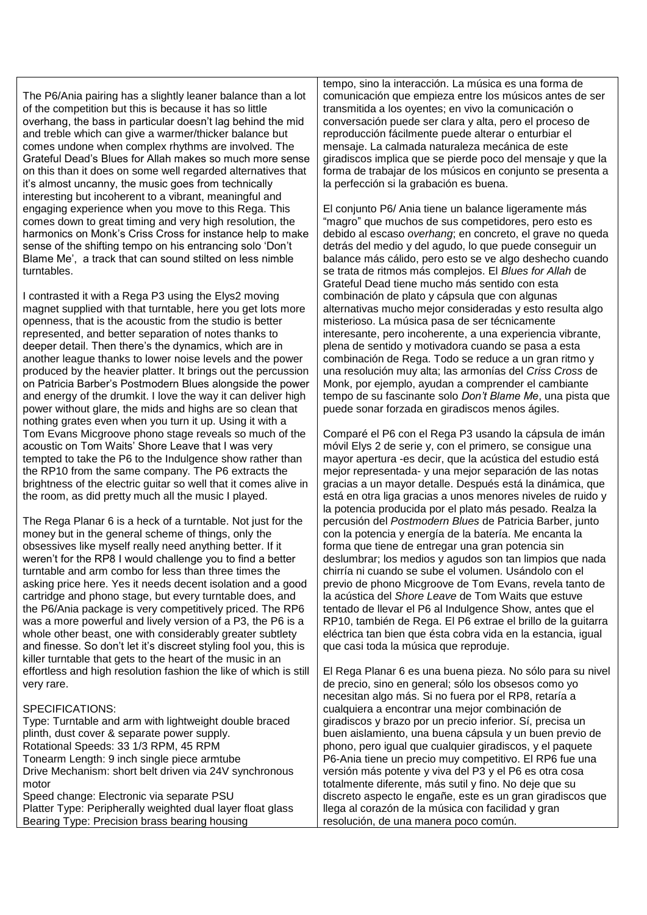The P6/Ania pairing has a slightly leaner balance than a lot of the competition but this is because it has so little overhang, the bass in particular doesn't lag behind the mid and treble which can give a warmer/thicker balance but comes undone when complex rhythms are involved. The Grateful Dead's Blues for Allah makes so much more sense on this than it does on some well regarded alternatives that it's almost uncanny, the music goes from technically interesting but incoherent to a vibrant, meaningful and engaging experience when you move to this Rega. This comes down to great timing and very high resolution, the harmonics on Monk's Criss Cross for instance help to make sense of the shifting tempo on his entrancing solo 'Don't Blame Me', a track that can sound stilted on less nimble turntables.

I contrasted it with a Rega P3 using the Elys2 moving magnet supplied with that turntable, here you get lots more openness, that is the acoustic from the studio is better represented, and better separation of notes thanks to deeper detail. Then there's the dynamics, which are in another league thanks to lower noise levels and the power produced by the heavier platter. It brings out the percussion on Patricia Barber's Postmodern Blues alongside the power and energy of the drumkit. I love the way it can deliver high power without glare, the mids and highs are so clean that nothing grates even when you turn it up. Using it with a Tom Evans Micgroove phono stage reveals so much of the acoustic on Tom Waits' Shore Leave that I was very tempted to take the P6 to the Indulgence show rather than the RP10 from the same company. The P6 extracts the brightness of the electric guitar so well that it comes alive in the room, as did pretty much all the music I played.

The Rega Planar 6 is a heck of a turntable. Not just for the money but in the general scheme of things, only the obsessives like myself really need anything better. If it weren't for the RP8 I would challenge you to find a better turntable and arm combo for less than three times the asking price here. Yes it needs decent isolation and a good cartridge and phono stage, but every turntable does, and the P6/Ania package is very competitively priced. The RP6 was a more powerful and lively version of a P3, the P6 is a whole other beast, one with considerably greater subtlety and finesse. So don't let it's discreet styling fool you, this is killer turntable that gets to the heart of the music in an effortless and high resolution fashion the like of which is still very rare.

SPECIFICATIONS:
Type: Turntable and arm with lightweight double braced plinth, dust cover & separate power supply.
Rotational Speeds: 33 1/3 RPM, 45 RPM
Tonearm Length: 9 inch single piece armtube
Drive Mechanism: short belt driven via 24V synchronous motor
Speed change: Electronic via separate PSU
Platter Type: Peripherally weighted dual layer float glass
Bearing Type: Precision brass bearing housing

tempo, sino la interacción. La música es una forma de comunicación que empieza entre los músicos antes de ser transmitida a los oyentes; en vivo la comunicación o conversación puede ser clara y alta, pero el proceso de reproducción fácilmente puede alterar o enturbiar el mensaje. La calmada naturaleza mecánica de este giradiscos implica que se pierde poco del mensaje y que la forma de trabajar de los músicos en conjunto se presenta a la perfección si la grabación es buena.

El conjunto P6/ Ania tiene un balance ligeramente más "magro" que muchos de sus competidores, pero esto es debido al escaso *overhang*; en concreto, el grave no queda detrás del medio y del agudo, lo que puede conseguir un balance más cálido, pero esto se ve algo deshecho cuando se trata de ritmos más complejos. El *Blues for Allah* de Grateful Dead tiene mucho más sentido con esta combinación de plato y cápsula que con algunas alternativas mucho mejor consideradas y esto resulta algo misterioso. La música pasa de ser técnicamente interesante, pero incoherente, a una experiencia vibrante, plena de sentido y motivadora cuando se pasa a esta combinación de Rega. Todo se reduce a un gran ritmo y una resolución muy alta; las armonías del *Criss Cross* de Monk, por ejemplo, ayudan a comprender el cambiante tempo de su fascinante solo *Don't Blame Me*, una pista que puede sonar forzada en giradiscos menos ágiles.

Comparé el P6 con el Rega P3 usando la cápsula de imán móvil Elys 2 de serie y, con el primero, se consigue una mayor apertura -es decir, que la acústica del estudio está mejor representada- y una mejor separación de las notas gracias a un mayor detalle. Después está la dinámica, que está en otra liga gracias a unos menores niveles de ruido y la potencia producida por el plato más pesado. Realza la percusión del *Postmodern Blues* de Patricia Barber, junto con la potencia y energía de la batería. Me encanta la forma que tiene de entregar una gran potencia sin deslumbrar; los medios y agudos son tan limpios que nada chirría ni cuando se sube el volumen. Usándolo con el previo de phono Micgroove de Tom Evans, revela tanto de la acústica del *Shore Leave* de Tom Waits que estuve tentado de llevar el P6 al Indulgence Show, antes que el RP10, también de Rega. El P6 extrae el brillo de la guitarra eléctrica tan bien que ésta cobra vida en la estancia, igual que casi toda la música que reproduje.

El Rega Planar 6 es una buena pieza. No sólo para su nivel de precio, sino en general; sólo los obsesos como yo necesitan algo más. Si no fuera por el RP8, retaría a cualquiera a encontrar una mejor combinación de giradiscos y brazo por un precio inferior. Sí, precisa un buen aislamiento, una buena cápsula y un buen previo de phono, pero igual que cualquier giradiscos, y el paquete P6-Ania tiene un precio muy competitivo. El RP6 fue una versión más potente y viva del P3 y el P6 es otra cosa totalmente diferente, más sutil y fino. No deje que su discreto aspecto le engañe, este es un gran giradiscos que llega al corazón de la música con facilidad y gran resolución, de una manera poco común.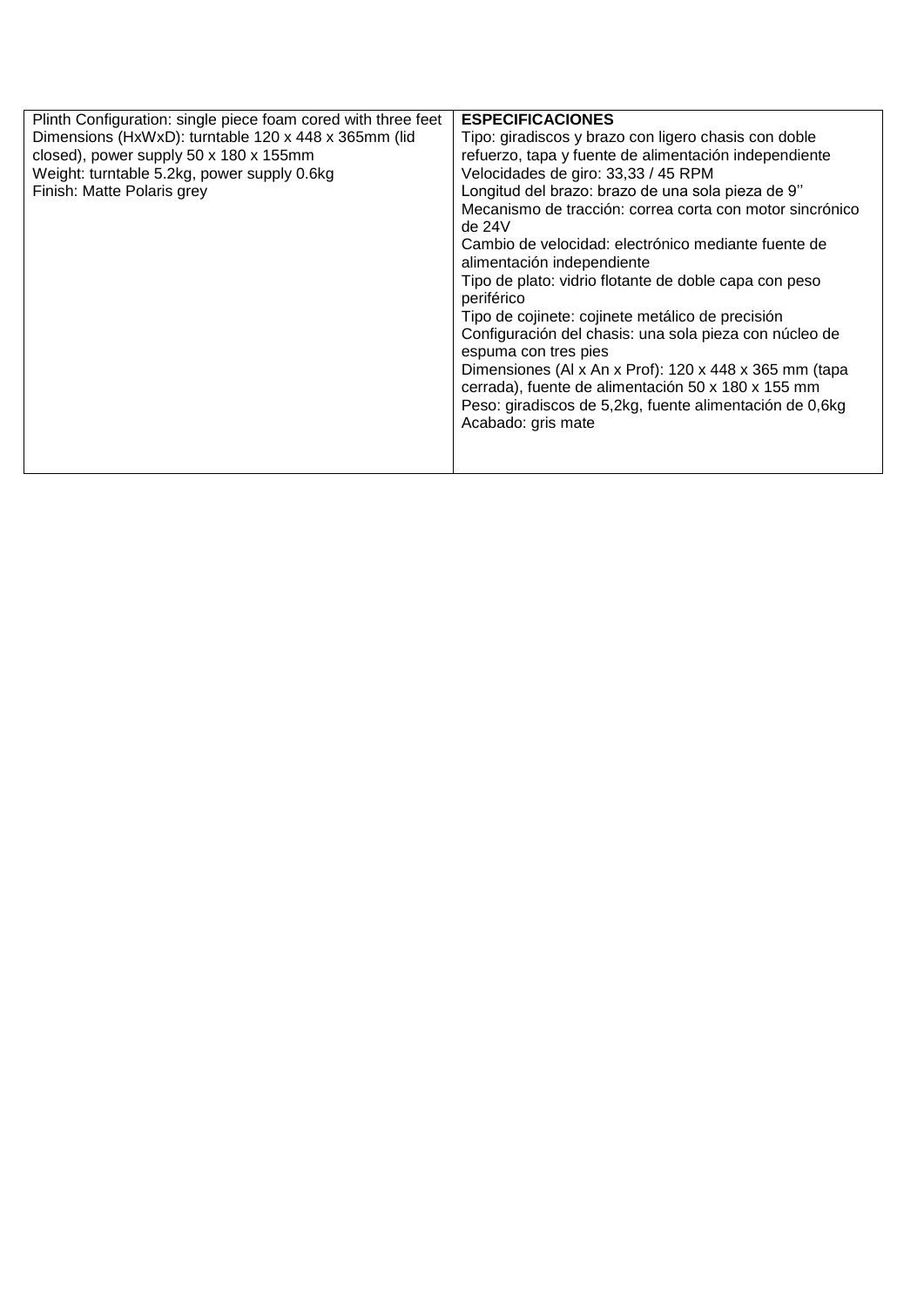| | |
|---|---|
| Plinth Configuration: single piece foam cored with three feet<br>Dimensions (HxWxD): turntable 120 x 448 x 365mm (lid closed), power supply 50 x 180 x 155mm<br>Weight: turntable 5.2kg, power supply 0.6kg<br>Finish: Matte Polaris grey | **ESPECIFICACIONES**<br>Tipo: giradiscos y brazo con ligero chasis con doble refuerzo, tapa y fuente de alimentación independiente<br>Velocidades de giro: 33,33 / 45 RPM<br>Longitud del brazo: brazo de una sola pieza de 9''<br>Mecanismo de tracción: correa corta con motor sincrónico de 24V<br>Cambio de velocidad: electrónico mediante fuente de alimentación independiente<br>Tipo de plato: vidrio flotante de doble capa con peso periférico<br>Tipo de cojinete: cojinete metálico de precisión<br>Configuración del chasis: una sola pieza con núcleo de espuma con tres pies<br>Dimensiones (Al x An x Prof): 120 x 448 x 365 mm (tapa cerrada), fuente de alimentación 50 x 180 x 155 mm<br>Peso: giradiscos de 5,2kg, fuente alimentación de 0,6kg<br>Acabado: gris mate |